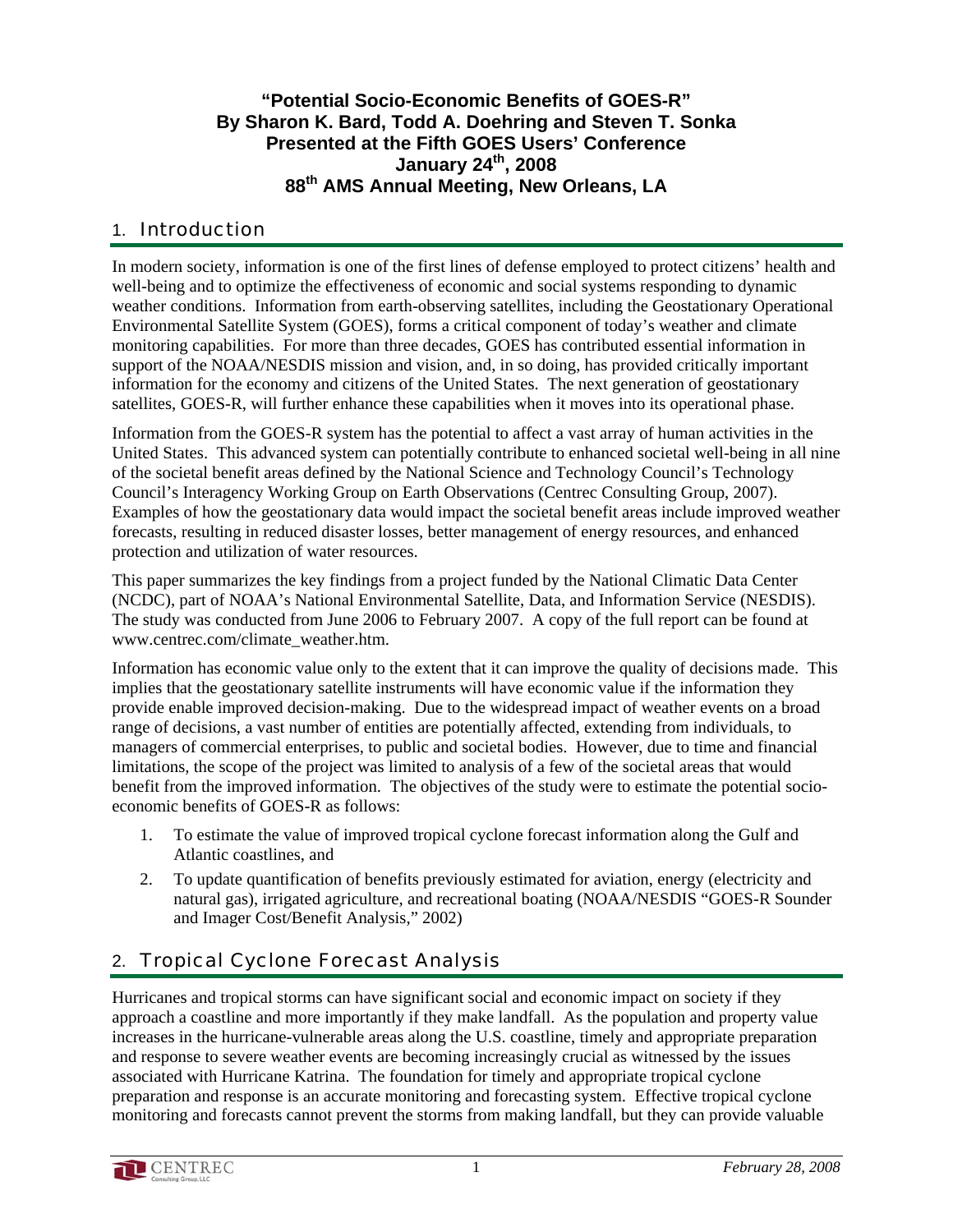**"Potential Socio-Economic Benefits of GOES-R"**
**By Sharon K. Bard, Todd A. Doehring and Steven T. Sonka**
**Presented at the Fifth GOES Users' Conference**
**January 24th, 2008**
**88th AMS Annual Meeting, New Orleans, LA**

## 1. Introduction

In modern society, information is one of the first lines of defense employed to protect citizens' health and well-being and to optimize the effectiveness of economic and social systems responding to dynamic weather conditions. Information from earth-observing satellites, including the Geostationary Operational Environmental Satellite System (GOES), forms a critical component of today's weather and climate monitoring capabilities. For more than three decades, GOES has contributed essential information in support of the NOAA/NESDIS mission and vision, and, in so doing, has provided critically important information for the economy and citizens of the United States. The next generation of geostationary satellites, GOES-R, will further enhance these capabilities when it moves into its operational phase.

Information from the GOES-R system has the potential to affect a vast array of human activities in the United States. This advanced system can potentially contribute to enhanced societal well-being in all nine of the societal benefit areas defined by the National Science and Technology Council's Technology Council's Interagency Working Group on Earth Observations (Centrec Consulting Group, 2007). Examples of how the geostationary data would impact the societal benefit areas include improved weather forecasts, resulting in reduced disaster losses, better management of energy resources, and enhanced protection and utilization of water resources.

This paper summarizes the key findings from a project funded by the National Climatic Data Center (NCDC), part of NOAA's National Environmental Satellite, Data, and Information Service (NESDIS). The study was conducted from June 2006 to February 2007. A copy of the full report can be found at www.centrec.com/climate_weather.htm.

Information has economic value only to the extent that it can improve the quality of decisions made. This implies that the geostationary satellite instruments will have economic value if the information they provide enable improved decision-making. Due to the widespread impact of weather events on a broad range of decisions, a vast number of entities are potentially affected, extending from individuals, to managers of commercial enterprises, to public and societal bodies. However, due to time and financial limitations, the scope of the project was limited to analysis of a few of the societal areas that would benefit from the improved information. The objectives of the study were to estimate the potential socio-economic benefits of GOES-R as follows:

1. To estimate the value of improved tropical cyclone forecast information along the Gulf and Atlantic coastlines, and
2. To update quantification of benefits previously estimated for aviation, energy (electricity and natural gas), irrigated agriculture, and recreational boating (NOAA/NESDIS "GOES-R Sounder and Imager Cost/Benefit Analysis," 2002)

## 2. Tropical Cyclone Forecast Analysis

Hurricanes and tropical storms can have significant social and economic impact on society if they approach a coastline and more importantly if they make landfall. As the population and property value increases in the hurricane-vulnerable areas along the U.S. coastline, timely and appropriate preparation and response to severe weather events are becoming increasingly crucial as witnessed by the issues associated with Hurricane Katrina. The foundation for timely and appropriate tropical cyclone preparation and response is an accurate monitoring and forecasting system. Effective tropical cyclone monitoring and forecasts cannot prevent the storms from making landfall, but they can provide valuable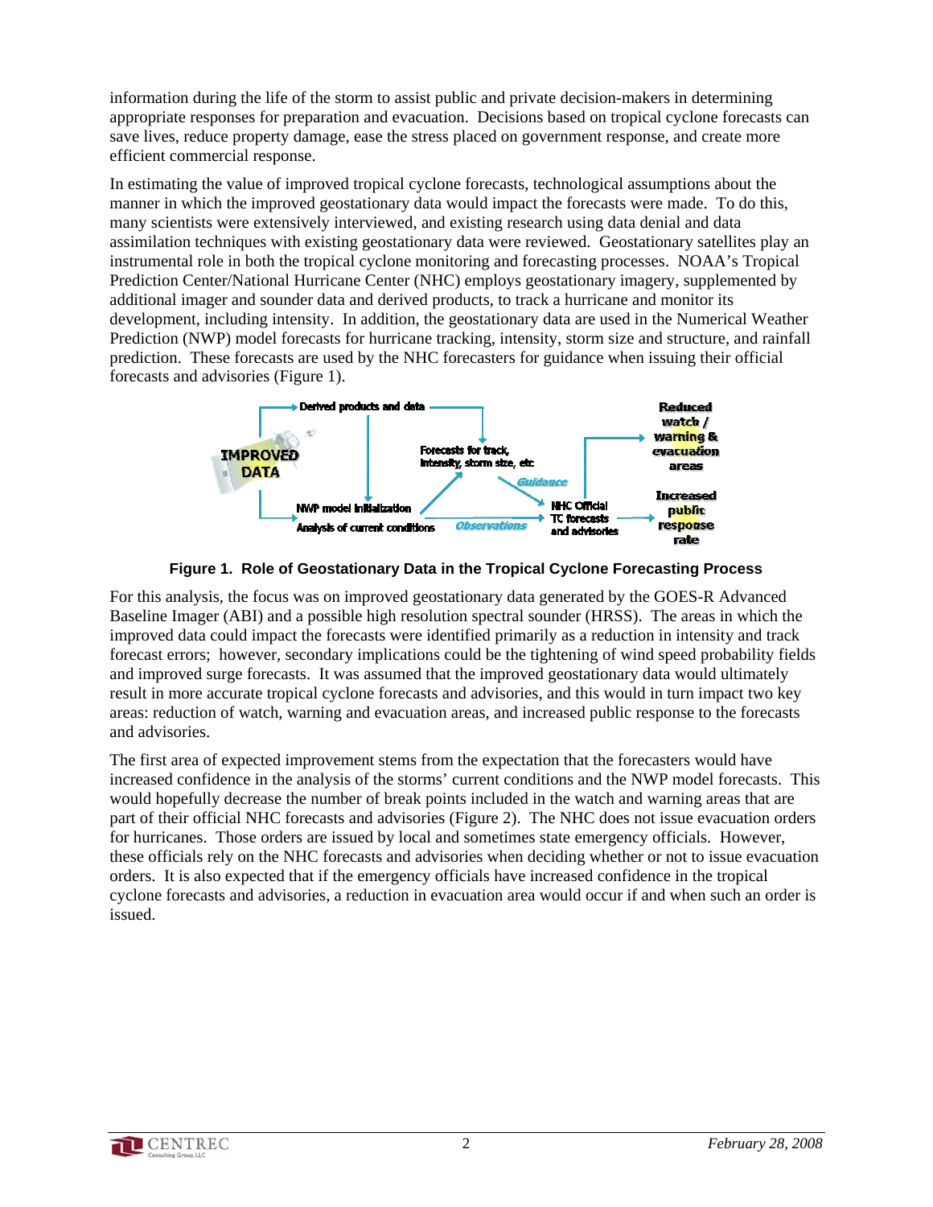information during the life of the storm to assist public and private decision-makers in determining appropriate responses for preparation and evacuation. Decisions based on tropical cyclone forecasts can save lives, reduce property damage, ease the stress placed on government response, and create more efficient commercial response.

In estimating the value of improved tropical cyclone forecasts, technological assumptions about the manner in which the improved geostationary data would impact the forecasts were made. To do this, many scientists were extensively interviewed, and existing research using data denial and data assimilation techniques with existing geostationary data were reviewed. Geostationary satellites play an instrumental role in both the tropical cyclone monitoring and forecasting processes. NOAA's Tropical Prediction Center/National Hurricane Center (NHC) employs geostationary imagery, supplemented by additional imager and sounder data and derived products, to track a hurricane and monitor its development, including intensity. In addition, the geostationary data are used in the Numerical Weather Prediction (NWP) model forecasts for hurricane tracking, intensity, storm size and structure, and rainfall prediction. These forecasts are used by the NHC forecasters for guidance when issuing their official forecasts and advisories (Figure 1).

**Figure 1. Role of Geostationary Data in the Tropical Cyclone Forecasting Process**

For this analysis, the focus was on improved geostationary data generated by the GOES-R Advanced Baseline Imager (ABI) and a possible high resolution spectral sounder (HRSS). The areas in which the improved data could impact the forecasts were identified primarily as a reduction in intensity and track forecast errors; however, secondary implications could be the tightening of wind speed probability fields and improved surge forecasts. It was assumed that the improved geostationary data would ultimately result in more accurate tropical cyclone forecasts and advisories, and this would in turn impact two key areas: reduction of watch, warning and evacuation areas, and increased public response to the forecasts and advisories.

The first area of expected improvement stems from the expectation that the forecasters would have increased confidence in the analysis of the storms' current conditions and the NWP model forecasts. This would hopefully decrease the number of break points included in the watch and warning areas that are part of their official NHC forecasts and advisories (Figure 2). The NHC does not issue evacuation orders for hurricanes. Those orders are issued by local and sometimes state emergency officials. However, these officials rely on the NHC forecasts and advisories when deciding whether or not to issue evacuation orders. It is also expected that if the emergency officials have increased confidence in the tropical cyclone forecasts and advisories, a reduction in evacuation area would occur if and when such an order is issued.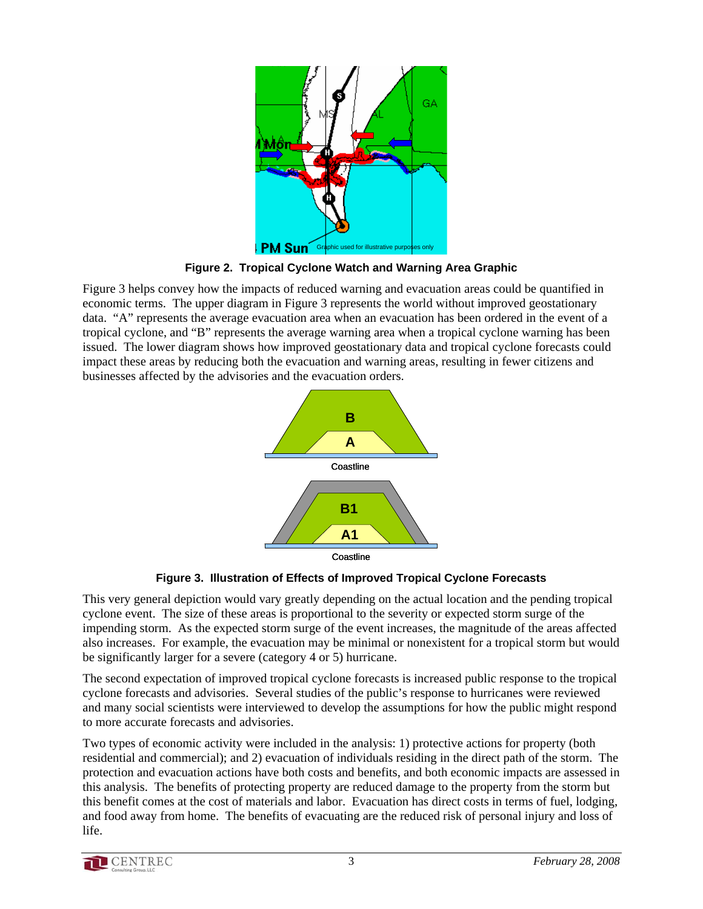**Figure 2. Tropical Cyclone Watch and Warning Area Graphic**

Figure 3 helps convey how the impacts of reduced warning and evacuation areas could be quantified in economic terms. The upper diagram in Figure 3 represents the world without improved geostationary data. "A" represents the average evacuation area when an evacuation has been ordered in the event of a tropical cyclone, and "B" represents the average warning area when a tropical cyclone warning has been issued. The lower diagram shows how improved geostationary data and tropical cyclone forecasts could impact these areas by reducing both the evacuation and warning areas, resulting in fewer citizens and businesses affected by the advisories and the evacuation orders.

**Figure 3. Illustration of Effects of Improved Tropical Cyclone Forecasts**

This very general depiction would vary greatly depending on the actual location and the pending tropical cyclone event. The size of these areas is proportional to the severity or expected storm surge of the impending storm. As the expected storm surge of the event increases, the magnitude of the areas affected also increases. For example, the evacuation may be minimal or nonexistent for a tropical storm but would be significantly larger for a severe (category 4 or 5) hurricane.

The second expectation of improved tropical cyclone forecasts is increased public response to the tropical cyclone forecasts and advisories. Several studies of the public's response to hurricanes were reviewed and many social scientists were interviewed to develop the assumptions for how the public might respond to more accurate forecasts and advisories.

Two types of economic activity were included in the analysis: 1) protective actions for property (both residential and commercial); and 2) evacuation of individuals residing in the direct path of the storm. The protection and evacuation actions have both costs and benefits, and both economic impacts are assessed in this analysis. The benefits of protecting property are reduced damage to the property from the storm but this benefit comes at the cost of materials and labor. Evacuation has direct costs in terms of fuel, lodging, and food away from home. The benefits of evacuating are the reduced risk of personal injury and loss of life.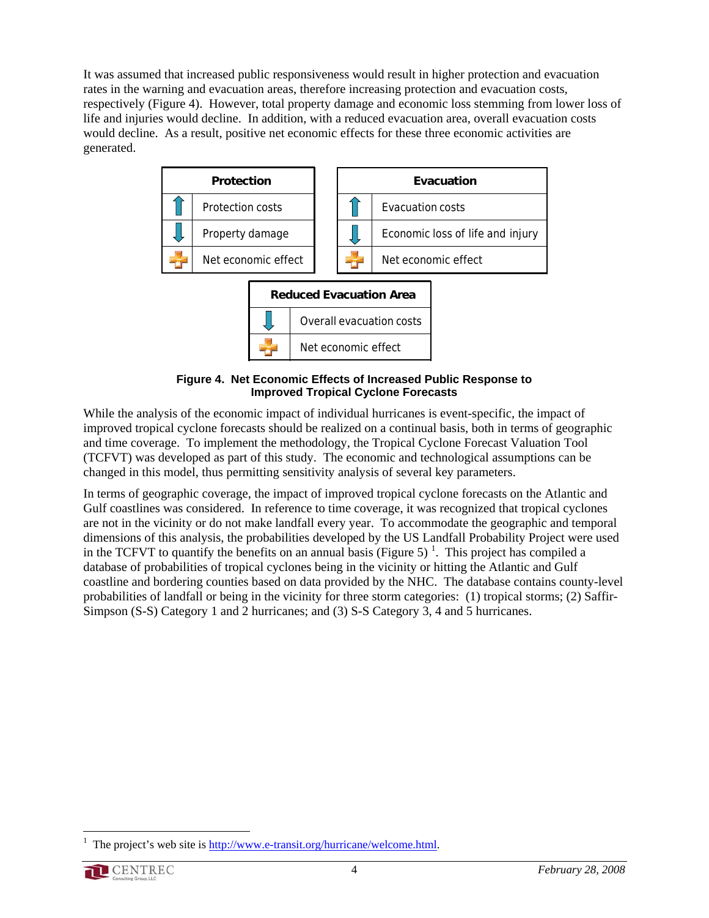It was assumed that increased public responsiveness would result in higher protection and evacuation rates in the warning and evacuation areas, therefore increasing protection and evacuation costs, respectively (Figure 4). However, total property damage and economic loss stemming from lower loss of life and injuries would decline. In addition, with a reduced evacuation area, overall evacuation costs would decline. As a result, positive net economic effects for these three economic activities are generated.

| Protection | |
|---|---|
| ↑ | Protection costs |
| ↓ | Property damage |
| + | Net economic effect |

| Evacuation | |
|---|---|
| ↑ | Evacuation costs |
| ↓ | Economic loss of life and injury |
| + | Net economic effect |

| Reduced Evacuation Area | |
|---|---|
| ↓ | Overall evacuation costs |
| + | Net economic effect |

**Figure 4. Net Economic Effects of Increased Public Response to Improved Tropical Cyclone Forecasts**

While the analysis of the economic impact of individual hurricanes is event-specific, the impact of improved tropical cyclone forecasts should be realized on a continual basis, both in terms of geographic and time coverage. To implement the methodology, the Tropical Cyclone Forecast Valuation Tool (TCFVT) was developed as part of this study. The economic and technological assumptions can be changed in this model, thus permitting sensitivity analysis of several key parameters.

In terms of geographic coverage, the impact of improved tropical cyclone forecasts on the Atlantic and Gulf coastlines was considered. In reference to time coverage, it was recognized that tropical cyclones are not in the vicinity or do not make landfall every year. To accommodate the geographic and temporal dimensions of this analysis, the probabilities developed by the US Landfall Probability Project were used in the TCFVT to quantify the benefits on an annual basis (Figure 5) [1]. This project has compiled a database of probabilities of tropical cyclones being in the vicinity or hitting the Atlantic and Gulf coastline and bordering counties based on data provided by the NHC. The database contains county-level probabilities of landfall or being in the vicinity for three storm categories: (1) tropical storms; (2) Saffir-Simpson (S-S) Category 1 and 2 hurricanes; and (3) S-S Category 3, 4 and 5 hurricanes.

---

[1] The project's web site is http://www.e-transit.org/hurricane/welcome.html.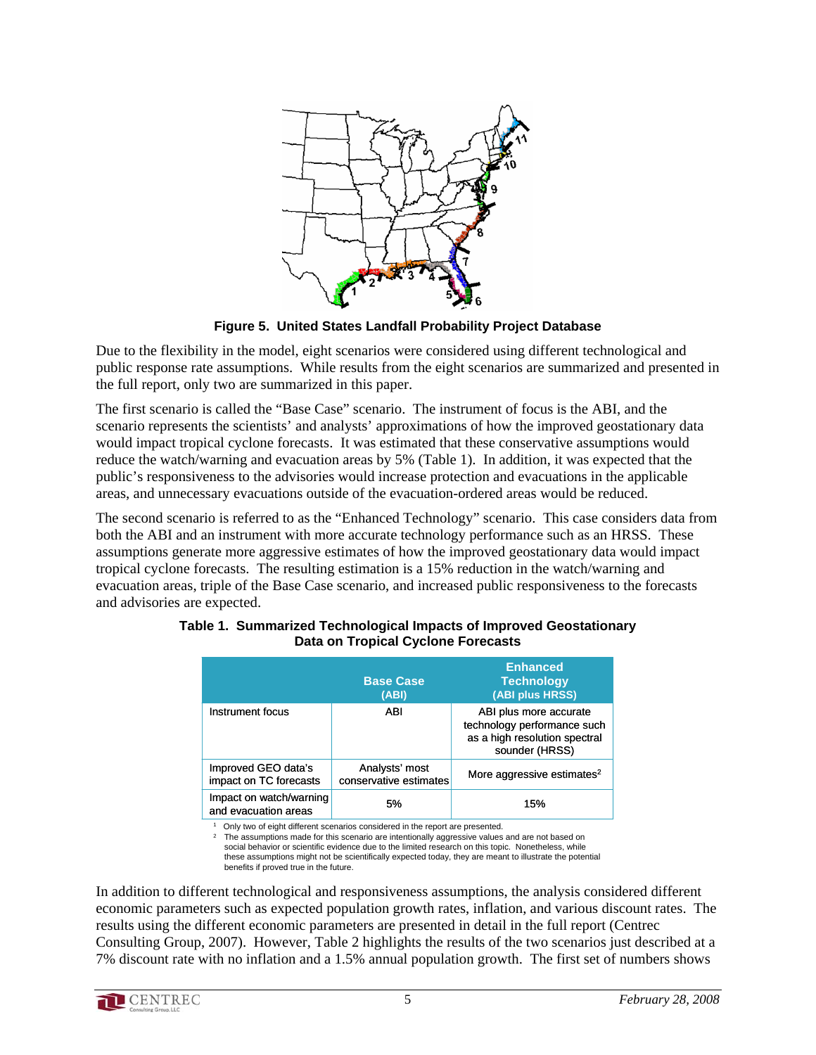**Figure 5. United States Landfall Probability Project Database**

Due to the flexibility in the model, eight scenarios were considered using different technological and public response rate assumptions. While results from the eight scenarios are summarized and presented in the full report, only two are summarized in this paper.

The first scenario is called the "Base Case" scenario. The instrument of focus is the ABI, and the scenario represents the scientists' and analysts' approximations of how the improved geostationary data would impact tropical cyclone forecasts. It was estimated that these conservative assumptions would reduce the watch/warning and evacuation areas by 5% (Table 1). In addition, it was expected that the public's responsiveness to the advisories would increase protection and evacuations in the applicable areas, and unnecessary evacuations outside of the evacuation-ordered areas would be reduced.

The second scenario is referred to as the "Enhanced Technology" scenario. This case considers data from both the ABI and an instrument with more accurate technology performance such as an HRSS. These assumptions generate more aggressive estimates of how the improved geostationary data would impact tropical cyclone forecasts. The resulting estimation is a 15% reduction in the watch/warning and evacuation areas, triple of the Base Case scenario, and increased public responsiveness to the forecasts and advisories are expected.

**Table 1. Summarized Technological Impacts of Improved Geostationary Data on Tropical Cyclone Forecasts**

| | Base Case (ABI) | Enhanced Technology (ABI plus HRSS) |
|---|---|---|
| Instrument focus | ABI | ABI plus more accurate technology performance such as a high resolution spectral sounder (HRSS) |
| Improved GEO data's impact on TC forecasts | Analysts' most conservative estimates | More aggressive estimates[2] |
| Impact on watch/warning and evacuation areas | 5% | 15% |

[1] Only two of eight different scenarios considered in the report are presented.
[2] The assumptions made for this scenario are intentionally aggressive values and are not based on social behavior or scientific evidence due to the limited research on this topic. Nonetheless, while these assumptions might not be scientifically expected today, they are meant to illustrate the potential benefits if proved true in the future.

In addition to different technological and responsiveness assumptions, the analysis considered different economic parameters such as expected population growth rates, inflation, and various discount rates. The results using the different economic parameters are presented in detail in the full report (Centrec Consulting Group, 2007). However, Table 2 highlights the results of the two scenarios just described at a 7% discount rate with no inflation and a 1.5% annual population growth. The first set of numbers shows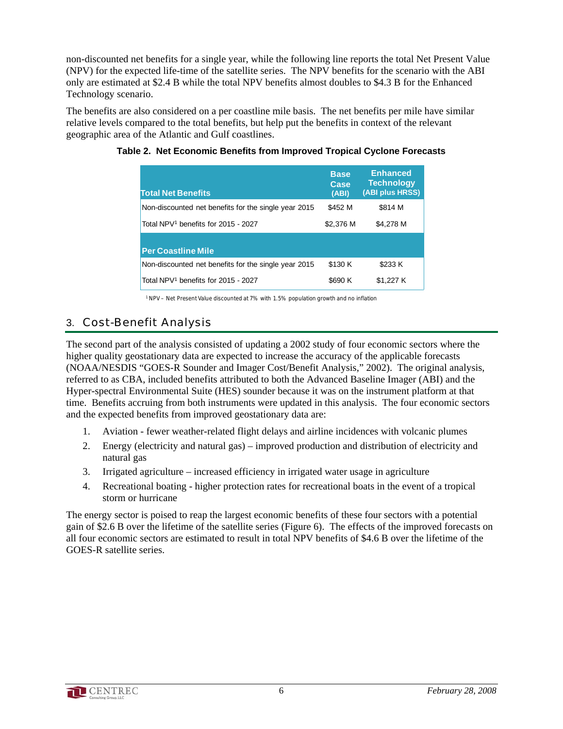non-discounted net benefits for a single year, while the following line reports the total Net Present Value (NPV) for the expected life-time of the satellite series. The NPV benefits for the scenario with the ABI only are estimated at $2.4 B while the total NPV benefits almost doubles to $4.3 B for the Enhanced Technology scenario.

The benefits are also considered on a per coastline mile basis. The net benefits per mile have similar relative levels compared to the total benefits, but help put the benefits in context of the relevant geographic area of the Atlantic and Gulf coastlines.

**Table 2. Net Economic Benefits from Improved Tropical Cyclone Forecasts**

| Total Net Benefits | Base Case (ABI) | Enhanced Technology (ABI plus HRSS) |
|---|---|---|
| Non-discounted net benefits for the single year 2015 | $452 M | $814 M |
| Total NPV[1] benefits for 2015 - 2027 | $2,376 M | $4,278 M |
| **Per Coastline Mile** | | |
| Non-discounted net benefits for the single year 2015 | $130 K | $233 K |
| Total NPV[1] benefits for 2015 - 2027 | $690 K | $1,227 K |

[1] NPV – Net Present Value discounted at 7% with 1.5% population growth and no inflation

## 3. Cost-Benefit Analysis

The second part of the analysis consisted of updating a 2002 study of four economic sectors where the higher quality geostationary data are expected to increase the accuracy of the applicable forecasts (NOAA/NESDIS "GOES-R Sounder and Imager Cost/Benefit Analysis," 2002). The original analysis, referred to as CBA, included benefits attributed to both the Advanced Baseline Imager (ABI) and the Hyper-spectral Environmental Suite (HES) sounder because it was on the instrument platform at that time. Benefits accruing from both instruments were updated in this analysis. The four economic sectors and the expected benefits from improved geostationary data are:

1. Aviation - fewer weather-related flight delays and airline incidences with volcanic plumes
2. Energy (electricity and natural gas) – improved production and distribution of electricity and natural gas
3. Irrigated agriculture – increased efficiency in irrigated water usage in agriculture
4. Recreational boating - higher protection rates for recreational boats in the event of a tropical storm or hurricane

The energy sector is poised to reap the largest economic benefits of these four sectors with a potential gain of $2.6 B over the lifetime of the satellite series (Figure 6). The effects of the improved forecasts on all four economic sectors are estimated to result in total NPV benefits of $4.6 B over the lifetime of the GOES-R satellite series.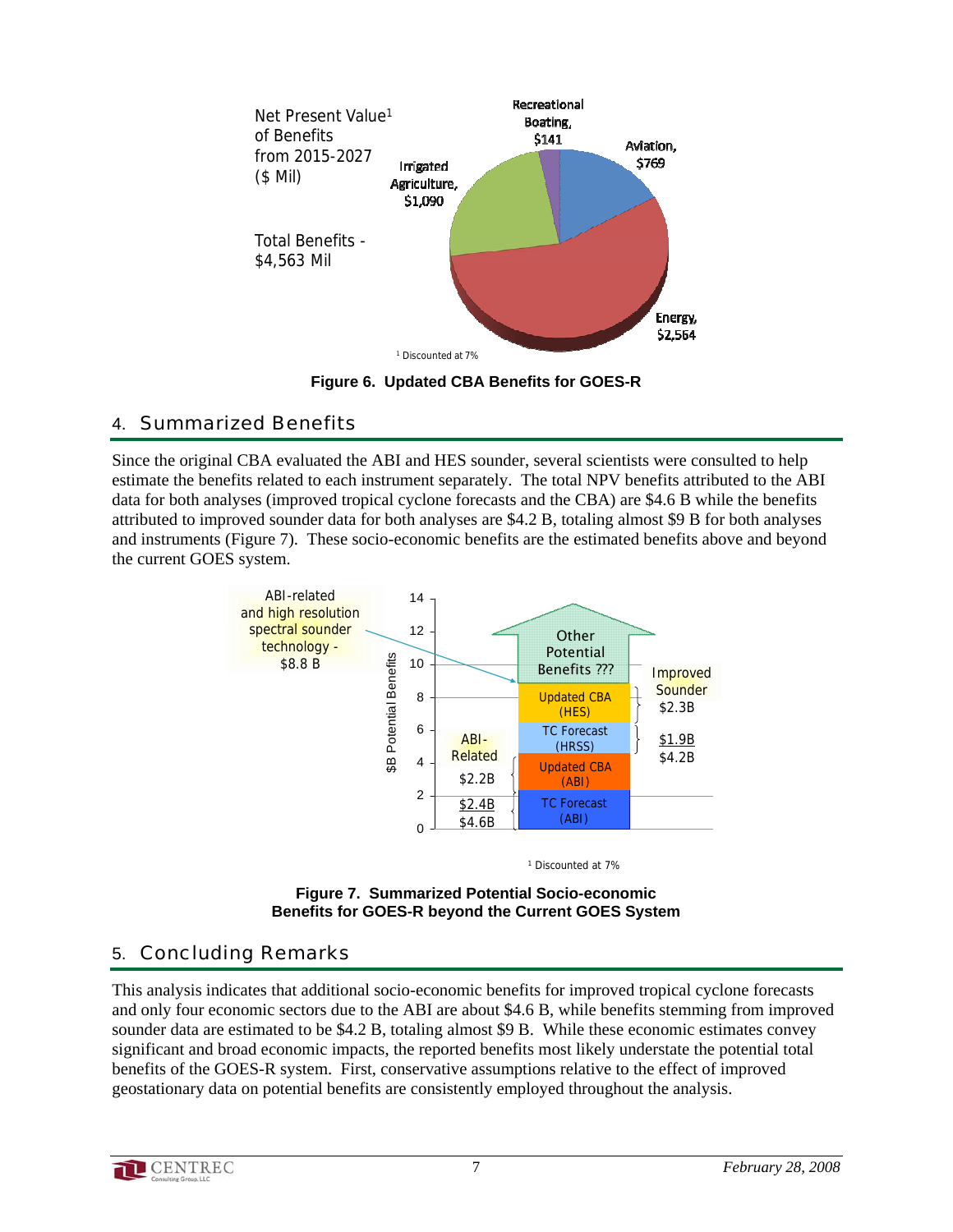Net Present Value[1] of Benefits from 2015-2027 ($ Mil)

Total Benefits - $4,563 Mil

Recreational Boating, $141

Aviation, $769

Irrigated Agriculture, $1,090

Energy, $2,564

[1] Discounted at 7%

**Figure 6. Updated CBA Benefits for GOES-R**

## 4. Summarized Benefits

Since the original CBA evaluated the ABI and HES sounder, several scientists were consulted to help estimate the benefits related to each instrument separately. The total NPV benefits attributed to the ABI data for both analyses (improved tropical cyclone forecasts and the CBA) are $4.6 B while the benefits attributed to improved sounder data for both analyses are $4.2 B, totaling almost $9 B for both analyses and instruments (Figure 7). These socio-economic benefits are the estimated benefits above and beyond the current GOES system.

ABI-related and high resolution spectral sounder technology - $8.8 B

Other Potential Benefits ???

Updated CBA (HES)

TC Forecast (HRSS)

Updated CBA (ABI)

TC Forecast (ABI)

ABI-Related: $2.2B, $2.4B, $4.6B

Improved Sounder: $2.3B, $1.9B, $4.2B

$B Potential Benefits

[1] Discounted at 7%

**Figure 7. Summarized Potential Socio-economic Benefits for GOES-R beyond the Current GOES System**

## 5. Concluding Remarks

This analysis indicates that additional socio-economic benefits for improved tropical cyclone forecasts and only four economic sectors due to the ABI are about $4.6 B, while benefits stemming from improved sounder data are estimated to be $4.2 B, totaling almost $9 B. While these economic estimates convey significant and broad economic impacts, the reported benefits most likely understate the potential total benefits of the GOES-R system. First, conservative assumptions relative to the effect of improved geostationary data on potential benefits are consistently employed throughout the analysis.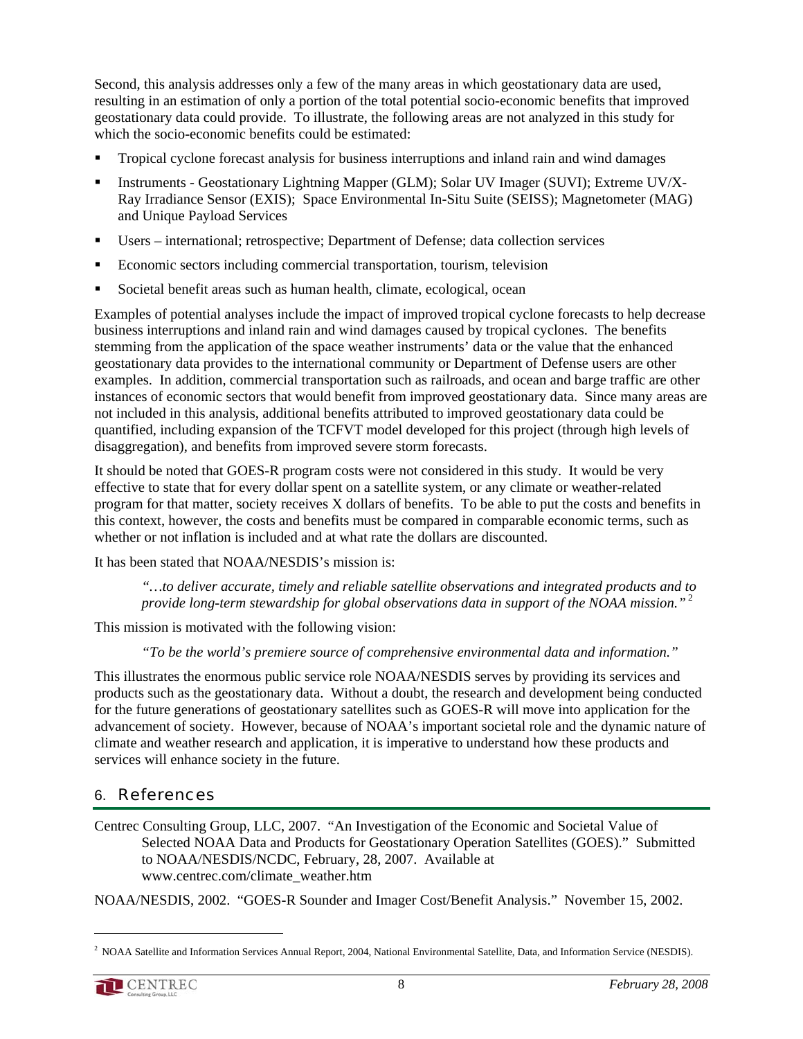Second, this analysis addresses only a few of the many areas in which geostationary data are used, resulting in an estimation of only a portion of the total potential socio-economic benefits that improved geostationary data could provide. To illustrate, the following areas are not analyzed in this study for which the socio-economic benefits could be estimated:

- Tropical cyclone forecast analysis for business interruptions and inland rain and wind damages
- Instruments - Geostationary Lightning Mapper (GLM); Solar UV Imager (SUVI); Extreme UV/X-Ray Irradiance Sensor (EXIS); Space Environmental In-Situ Suite (SEISS); Magnetometer (MAG) and Unique Payload Services
- Users – international; retrospective; Department of Defense; data collection services
- Economic sectors including commercial transportation, tourism, television
- Societal benefit areas such as human health, climate, ecological, ocean

Examples of potential analyses include the impact of improved tropical cyclone forecasts to help decrease business interruptions and inland rain and wind damages caused by tropical cyclones. The benefits stemming from the application of the space weather instruments' data or the value that the enhanced geostationary data provides to the international community or Department of Defense users are other examples. In addition, commercial transportation such as railroads, and ocean and barge traffic are other instances of economic sectors that would benefit from improved geostationary data. Since many areas are not included in this analysis, additional benefits attributed to improved geostationary data could be quantified, including expansion of the TCFVT model developed for this project (through high levels of disaggregation), and benefits from improved severe storm forecasts.

It should be noted that GOES-R program costs were not considered in this study. It would be very effective to state that for every dollar spent on a satellite system, or any climate or weather-related program for that matter, society receives X dollars of benefits. To be able to put the costs and benefits in this context, however, the costs and benefits must be compared in comparable economic terms, such as whether or not inflation is included and at what rate the dollars are discounted.

It has been stated that NOAA/NESDIS's mission is:

> *"…to deliver accurate, timely and reliable satellite observations and integrated products and to provide long-term stewardship for global observations data in support of the NOAA mission."* [2]

This mission is motivated with the following vision:

> *"To be the world's premiere source of comprehensive environmental data and information."*

This illustrates the enormous public service role NOAA/NESDIS serves by providing its services and products such as the geostationary data. Without a doubt, the research and development being conducted for the future generations of geostationary satellites such as GOES-R will move into application for the advancement of society. However, because of NOAA's important societal role and the dynamic nature of climate and weather research and application, it is imperative to understand how these products and services will enhance society in the future.

## 6. References

Centrec Consulting Group, LLC, 2007. "An Investigation of the Economic and Societal Value of Selected NOAA Data and Products for Geostationary Operation Satellites (GOES)." Submitted to NOAA/NESDIS/NCDC, February, 28, 2007. Available at www.centrec.com/climate_weather.htm

NOAA/NESDIS, 2002. "GOES-R Sounder and Imager Cost/Benefit Analysis." November 15, 2002.

---

[2] NOAA Satellite and Information Services Annual Report, 2004, National Environmental Satellite, Data, and Information Service (NESDIS).